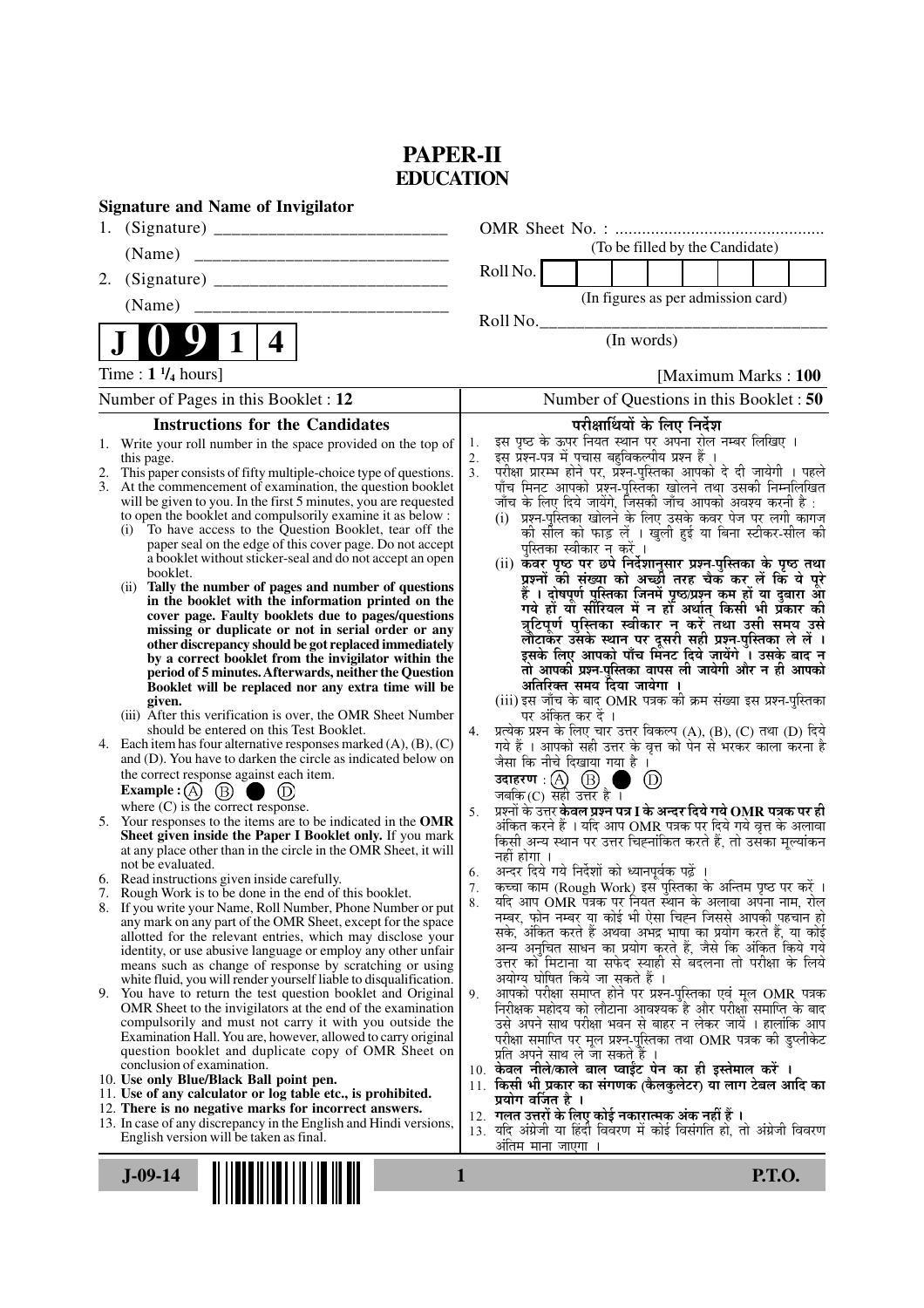# PAPER-II
## EDUCATION

**Signature and Name of Invigilator**

1. (Signature) __________________________

   (Name) __________________________

2. (Signature) __________________________

   (Name) __________________________

OMR Sheet No. : ...............................................

(To be filled by the Candidate)

Roll No. | | | | | | | | |

(In figures as per admission card)

Roll No.________________________________

(In words)

**J 0 9 1 4**

Time : $1\ ^1/_4$ hours] [Maximum Marks : **100**

Number of Pages in this Booklet : 12

Number of Questions in this Booklet : **50**

### Instructions for the Candidates

1. Write your roll number in the space provided on the top of this page.
2. This paper consists of fifty multiple-choice type of questions.
3. At the commencement of examination, the question booklet will be given to you. In the first 5 minutes, you are requested to open the booklet and compulsorily examine it as below :
   (i) To have access to the Question Booklet, tear off the paper seal on the edge of this cover page. Do not accept a booklet without sticker-seal and do not accept an open booklet.
   (ii) **Tally the number of pages and number of questions in the booklet with the information printed on the cover page. Faulty booklets due to pages/questions missing or duplicate or not in serial order or any other discrepancy should be got replaced immediately by a correct booklet from the invigilator within the period of 5 minutes. Afterwards, neither the Question Booklet will be replaced nor any extra time will be given.**
   (iii) After this verification is over, the OMR Sheet Number should be entered on this Test Booklet.
4. Each item has four alternative responses marked (A), (B), (C) and (D). You have to darken the circle as indicated below on the correct response against each item.

   **Example :** (A) (B) ● (D)

   where (C) is the correct response.
5. Your responses to the items are to be indicated in the **OMR Sheet given inside the Paper I Booklet only.** If you mark at any place other than in the circle in the OMR Sheet, it will not be evaluated.
6. Read instructions given inside carefully.
7. Rough Work is to be done in the end of this booklet.
8. If you write your Name, Roll Number, Phone Number or put any mark on any part of the OMR Sheet, except for the space allotted for the relevant entries, which may disclose your identity, or use abusive language or employ any other unfair means such as change of response by scratching or using white fluid, you will render yourself liable to disqualification.
9. You have to return the test question booklet and Original OMR Sheet to the invigilators at the end of the examination compulsorily and must not carry it with you outside the Examination Hall. You are, however, allowed to carry original question booklet and duplicate copy of OMR Sheet on conclusion of examination.
10. **Use only Blue/Black Ball point pen.**
11. **Use of any calculator or log table etc., is prohibited.**
12. **There is no negative marks for incorrect answers.**
13. In case of any discrepancy in the English and Hindi versions, English version will be taken as final.

### परीक्षार्थियों के लिए निर्देश

1. इस पृष्ठ के ऊपर नियत स्थान पर अपना रोल नम्बर लिखिए ।
2. इस प्रश्न-पत्र में पचास बहुविकल्पीय प्रश्न हैं ।
3. परीक्षा प्रारम्भ होने पर, प्रश्न-पुस्तिका आपको दे दी जायेगी । पहले पाँच मिनट आपको प्रश्न-पुस्तिका खोलने तथा उसकी निम्नलिखित जाँच के लिए दिये जायेंगे, जिसकी जाँच आपको अवश्य करनी है :
   (i) प्रश्न-पुस्तिका खोलने के लिए उसके कवर पेज पर लगी कागज की सील को फाड़ लें । खुली हुई या बिना स्टीकर-सील की पुस्तिका स्वीकार न करें ।
   (ii) **कवर पृष्ठ पर छपे निर्देशानुसार प्रश्न-पुस्तिका के पृष्ठ तथा प्रश्नों की संख्या को अच्छी तरह चैक कर लें कि ये पूरे हैं । दोषपूर्ण पुस्तिका जिनमें पृष्ठ/प्रश्न कम हों या दुबारा आ गये हों या सीरियल में न हों अर्थात् किसी भी प्रकार की त्रुटिपूर्ण पुस्तिका स्वीकार न करें तथा उसी समय उसे लौटाकर उसके स्थान पर दूसरी सही प्रश्न-पुस्तिका ले लें । इसके लिए आपको पाँच मिनट दिये जायेंगे । उसके बाद न तो आपकी प्रश्न-पुस्तिका वापस ली जायेगी और न ही आपको अतिरिक्त समय दिया जायेगा ।**
   (iii) इस जाँच के बाद OMR पत्रक की क्रम संख्या इस प्रश्न-पुस्तिका पर अंकित कर दें ।
4. प्रत्येक प्रश्न के लिए चार उत्तर विकल्प (A), (B), (C) तथा (D) दिये गये हैं । आपको सही उत्तर के वृत्त को पेन से भरकर काला करना है जैसा कि नीचे दिखाया गया है ।

   **उदाहरण :** (A) (B) ● (D)

   जबकि (C) सही उत्तर है ।
5. प्रश्नों के उत्तर **केवल प्रश्न पत्र I के अन्दर दिये गये OMR पत्रक पर ही** अंकित करने हैं । यदि आप OMR पत्रक पर दिये गये वृत्त के अलावा किसी अन्य स्थान पर उत्तर चिह्नांकित करते हैं, तो उसका मूल्यांकन नहीं होगा ।
6. अन्दर दिये गये निर्देशों को ध्यानपूर्वक पढ़ें ।
7. कच्चा काम (Rough Work) इस पुस्तिका के अन्तिम पृष्ठ पर करें ।
8. यदि आप OMR पत्रक पर नियत स्थान के अलावा अपना नाम, रोल नम्बर, फोन नम्बर या कोई भी ऐसा चिह्न जिससे आपकी पहचान हो सके, अंकित करते हैं अथवा अभद्र भाषा का प्रयोग करते हैं, या कोई अन्य अनुचित साधन का प्रयोग करते हैं, जैसे कि अंकित किये गये उत्तर को मिटाना या सफेद स्याही से बदलना तो परीक्षा के लिये अयोग्य घोषित किये जा सकते हैं ।
9. आपको परीक्षा समाप्त होने पर प्रश्न-पुस्तिका एवं मूल OMR पत्रक निरीक्षक महोदय को लौटाना आवश्यक है और परीक्षा समाप्ति के बाद उसे अपने साथ परीक्षा भवन से बाहर न लेकर जायें । हालांकि आप परीक्षा समाप्ति पर मूल प्रश्न-पुस्तिका तथा OMR पत्रक की डुप्लीकेट प्रति अपने साथ ले जा सकते हैं ।
10. **केवल नीले/काले बाल प्वाईंट पेन का ही इस्तेमाल करें ।**
11. **किसी भी प्रकार का संगणक (कैलकुलेटर) या लाग टेबल आदि का प्रयोग वर्जित है ।**
12. **गलत उत्तरों के लिए कोई नकारात्मक अंक नहीं हैं ।**
13. यदि अंग्रेजी या हिंदी विवरण में कोई विसंगति हो, तो अंग्रेजी विवरण अंतिम माना जाएगा ।

**J-09-14** **P.T.O.**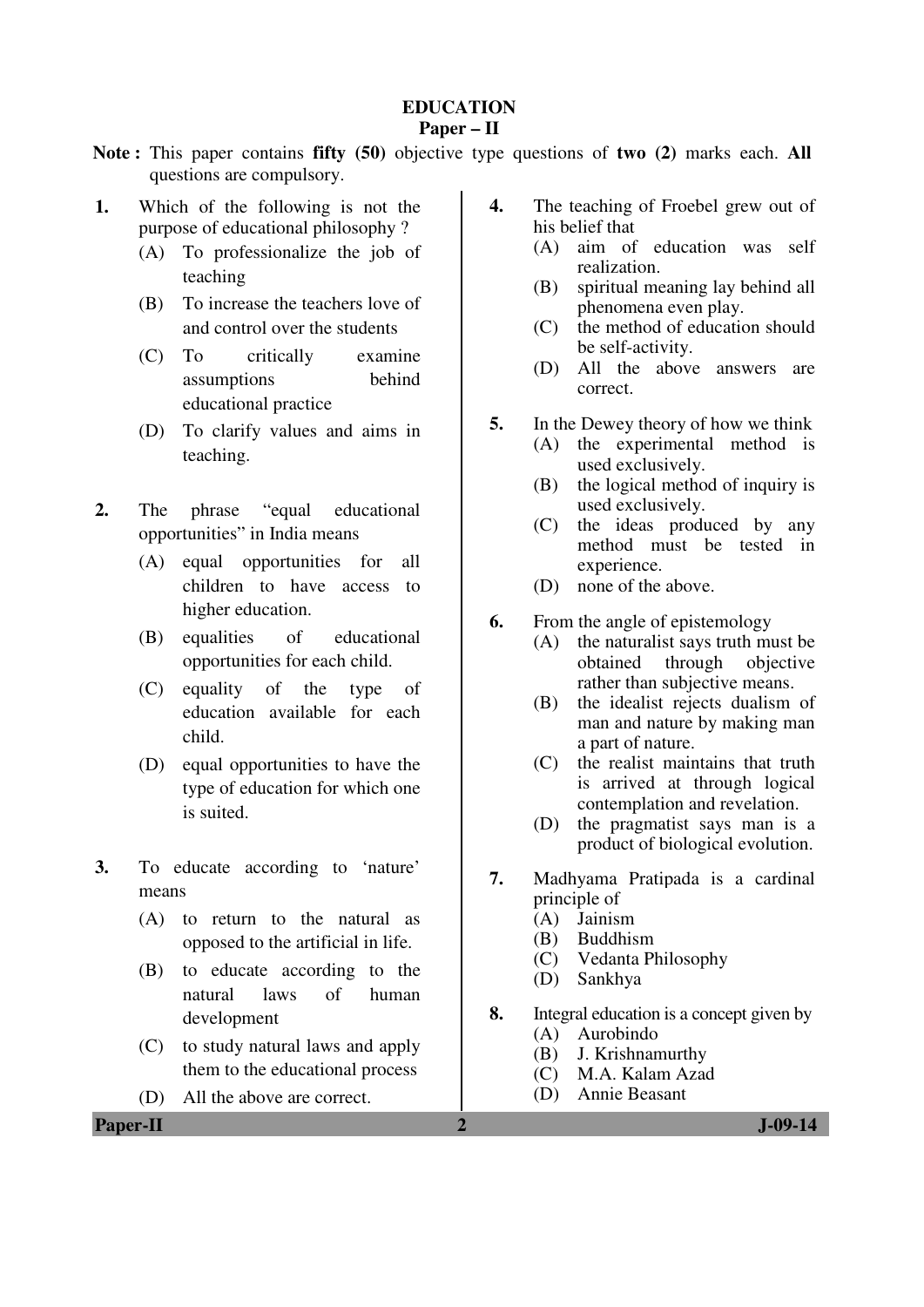# EDUCATION

## Paper – II

**Note :** This paper contains **fifty (50)** objective type questions of **two (2)** marks each. **All** questions are compulsory.

**1.** Which of the following is not the purpose of educational philosophy ?

(A) To professionalize the job of teaching

(B) To increase the teachers love of and control over the students

(C) To critically examine assumptions behind educational practice

(D) To clarify values and aims in teaching.

**2.** The phrase "equal educational opportunities" in India means

(A) equal opportunities for all children to have access to higher education.

(B) equalities of educational opportunities for each child.

(C) equality of the type of education available for each child.

(D) equal opportunities to have the type of education for which one is suited.

**3.** To educate according to 'nature' means

(A) to return to the natural as opposed to the artificial in life.

(B) to educate according to the natural laws of human development

(C) to study natural laws and apply them to the educational process

(D) All the above are correct.

**4.** The teaching of Froebel grew out of his belief that

(A) aim of education was self realization.

(B) spiritual meaning lay behind all phenomena even play.

(C) the method of education should be self-activity.

(D) All the above answers are correct.

**5.** In the Dewey theory of how we think

(A) the experimental method is used exclusively.

(B) the logical method of inquiry is used exclusively.

(C) the ideas produced by any method must be tested in experience.

(D) none of the above.

**6.** From the angle of epistemology

(A) the naturalist says truth must be obtained through objective rather than subjective means.

(B) the idealist rejects dualism of man and nature by making man a part of nature.

(C) the realist maintains that truth is arrived at through logical contemplation and revelation.

(D) the pragmatist says man is a product of biological evolution.

**7.** Madhyama Pratipada is a cardinal principle of

(A) Jainism

(B) Buddhism

(C) Vedanta Philosophy

(D) Sankhya

**8.** Integral education is a concept given by

(A) Aurobindo

(B) J. Krishnamurthy

(C) M.A. Kalam Azad

(D) Annie Beasant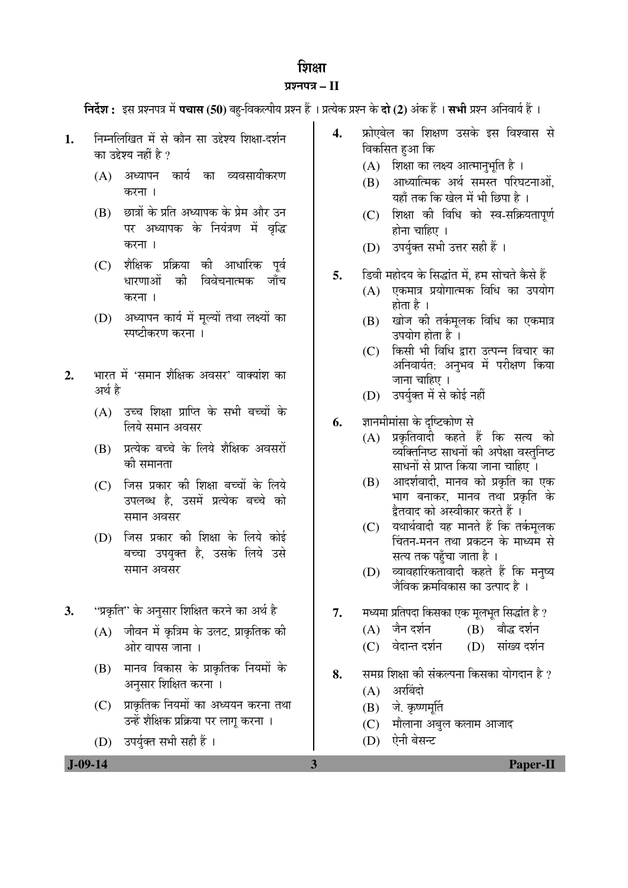# शिक्षा

## प्रश्नपत्र – II

**निर्देश :** इस प्रश्नपत्र में **पचास (50)** बहु-विकल्पीय प्रश्न हैं । प्रत्येक प्रश्न के **दो (2)** अंक हैं । **सभी** प्रश्न अनिवार्य हैं ।

**1.** निम्नलिखित में से कौन सा उद्देश्य शिक्षा-दर्शन का उद्देश्य नहीं है ?

(A) अध्यापन कार्य का व्यवसायीकरण करना ।

(B) छात्रों के प्रति अध्यापक के प्रेम और उन पर अध्यापक के नियंत्रण में वृद्धि करना ।

(C) शैक्षिक प्रक्रिया की आधारिक पूर्व धारणाओं की विवेचनात्मक जाँच करना ।

(D) अध्यापन कार्य में मूल्यों तथा लक्ष्यों का स्पष्टीकरण करना ।

**2.** भारत में 'समान शैक्षिक अवसर' वाक्यांश का अर्थ है

(A) उच्च शिक्षा प्राप्ति के सभी बच्चों के लिये समान अवसर

(B) प्रत्येक बच्चे के लिये शैक्षिक अवसरों की समानता

(C) जिस प्रकार की शिक्षा बच्चों के लिये उपलब्ध है, उसमें प्रत्येक बच्चे को समान अवसर

(D) जिस प्रकार की शिक्षा के लिये कोई बच्चा उपयुक्त है, उसके लिये उसे समान अवसर

**3.** "प्रकृति" के अनुसार शिक्षित करने का अर्थ है

(A) जीवन में कृत्रिम के उलट, प्राकृतिक की ओर वापस जाना ।

(B) मानव विकास के प्राकृतिक नियमों के अनुसार शिक्षित करना ।

(C) प्राकृतिक नियमों का अध्ययन करना तथा उन्हें शैक्षिक प्रक्रिया पर लागू करना ।

(D) उपर्युक्त सभी सही हैं ।

**4.** फ्रोएबेल का शिक्षण उसके इस विश्वास से विकसित हुआ कि

(A) शिक्षा का लक्ष्य आत्मानुभूति है ।

(B) आध्यात्मिक अर्थ समस्त परिघटनाओं, यहाँ तक कि खेल में भी छिपा है ।

(C) शिक्षा की विधि को स्व-सक्रियतापूर्ण होना चाहिए ।

(D) उपर्युक्त सभी उत्तर सही हैं ।

**5.** डिवी महोदय के सिद्धांत में, हम सोचते कैसे हैं

(A) एकमात्र प्रयोगात्मक विधि का उपयोग होता है ।

(B) खोज की तर्कमूलक विधि का एकमात्र उपयोग होता है ।

(C) किसी भी विधि द्वारा उत्पन्न विचार का अनिवार्यत: अनुभव में परीक्षण किया जाना चाहिए ।

(D) उपर्युक्त में से कोई नहीं

**6.** ज्ञानमीमांसा के दृष्टिकोण से

(A) प्रकृतिवादी कहते हैं कि सत्य को व्यक्तिनिष्ठ साधनों की अपेक्षा वस्तुनिष्ठ साधनों से प्राप्त किया जाना चाहिए ।

(B) आदर्शवादी, मानव को प्रकृति का एक भाग बनाकर, मानव तथा प्रकृति के द्वैतवाद को अस्वीकार करते हैं ।

(C) यथार्थवादी यह मानते हैं कि तर्कमूलक चिंतन-मनन तथा प्रकटन के माध्यम से सत्य तक पहुँचा जाता है ।

(D) व्यावहारिकतावादी कहते हैं कि मनुष्य जैविक क्रमविकास का उत्पाद है ।

**7.** मध्यमा प्रतिपदा किसका एक मूलभूत सिद्धांत है ?

(A) जैन दर्शन
(B) बौद्ध दर्शन
(C) वेदान्त दर्शन
(D) सांख्य दर्शन

**8.** समग्र शिक्षा की संकल्पना किसका योगदान है ?

(A) अरबिंदो

(B) जे. कृष्णमूर्ति

(C) मौलाना अबुल कलाम आजाद

(D) ऐनी बेसन्ट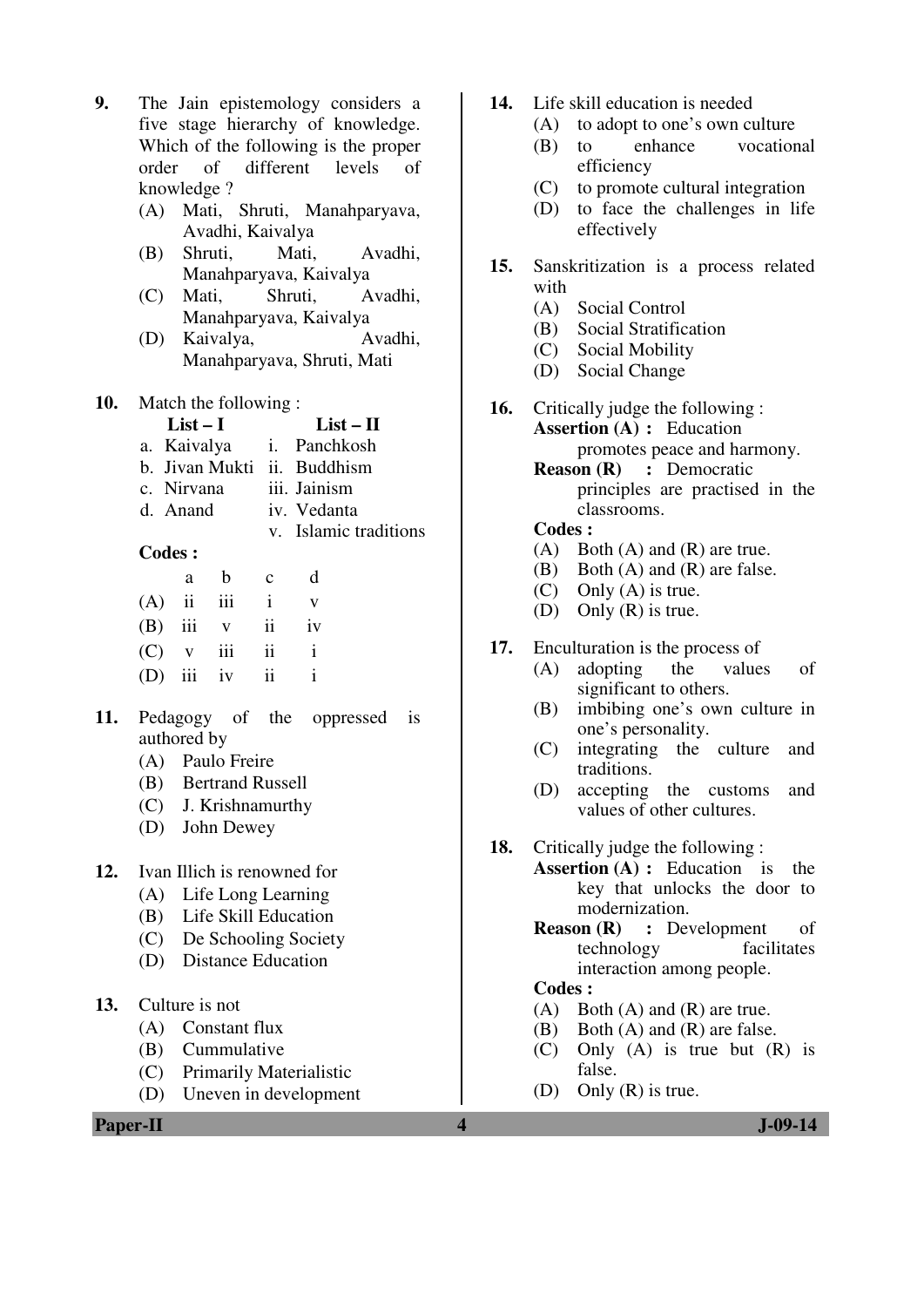9. The Jain epistemology considers a five stage hierarchy of knowledge. Which of the following is the proper order of different levels of knowledge ?
   (A) Mati, Shruti, Manahparyava, Avadhi, Kaivalya
   (B) Shruti, Mati, Avadhi, Manahparyava, Kaivalya
   (C) Mati, Shruti, Avadhi, Manahparyava, Kaivalya
   (D) Kaivalya, Avadhi, Manahparyava, Shruti, Mati

10. Match the following :

| List – I | List – II |
|---|---|
| a. Kaivalya | i. Panchkosh |
| b. Jivan Mukti | ii. Buddhism |
| c. Nirvana | iii. Jainism |
| d. Anand | iv. Vedanta |
| | v. Islamic traditions |

**Codes :**

| | a | b | c | d |
|---|---|---|---|---|
| (A) | ii | iii | i | v |
| (B) | iii | v | ii | iv |
| (C) | v | iii | ii | i |
| (D) | iii | iv | ii | i |

11. Pedagogy of the oppressed is authored by
    (A) Paulo Freire
    (B) Bertrand Russell
    (C) J. Krishnamurthy
    (D) John Dewey

12. Ivan Illich is renowned for
    (A) Life Long Learning
    (B) Life Skill Education
    (C) De Schooling Society
    (D) Distance Education

13. Culture is not
    (A) Constant flux
    (B) Cummulative
    (C) Primarily Materialistic
    (D) Uneven in development

14. Life skill education is needed
    (A) to adopt to one's own culture
    (B) to enhance vocational efficiency
    (C) to promote cultural integration
    (D) to face the challenges in life effectively

15. Sanskritization is a process related with
    (A) Social Control
    (B) Social Stratification
    (C) Social Mobility
    (D) Social Change

16. Critically judge the following :
    **Assertion (A) :** Education promotes peace and harmony.
    **Reason (R) :** Democratic principles are practised in the classrooms.
    **Codes :**
    (A) Both (A) and (R) are true.
    (B) Both (A) and (R) are false.
    (C) Only (A) is true.
    (D) Only (R) is true.

17. Enculturation is the process of
    (A) adopting the values of significant to others.
    (B) imbibing one's own culture in one's personality.
    (C) integrating the culture and traditions.
    (D) accepting the customs and values of other cultures.

18. Critically judge the following :
    **Assertion (A) :** Education is the key that unlocks the door to modernization.
    **Reason (R) :** Development of technology facilitates interaction among people.
    **Codes :**
    (A) Both (A) and (R) are true.
    (B) Both (A) and (R) are false.
    (C) Only (A) is true but (R) is false.
    (D) Only (R) is true.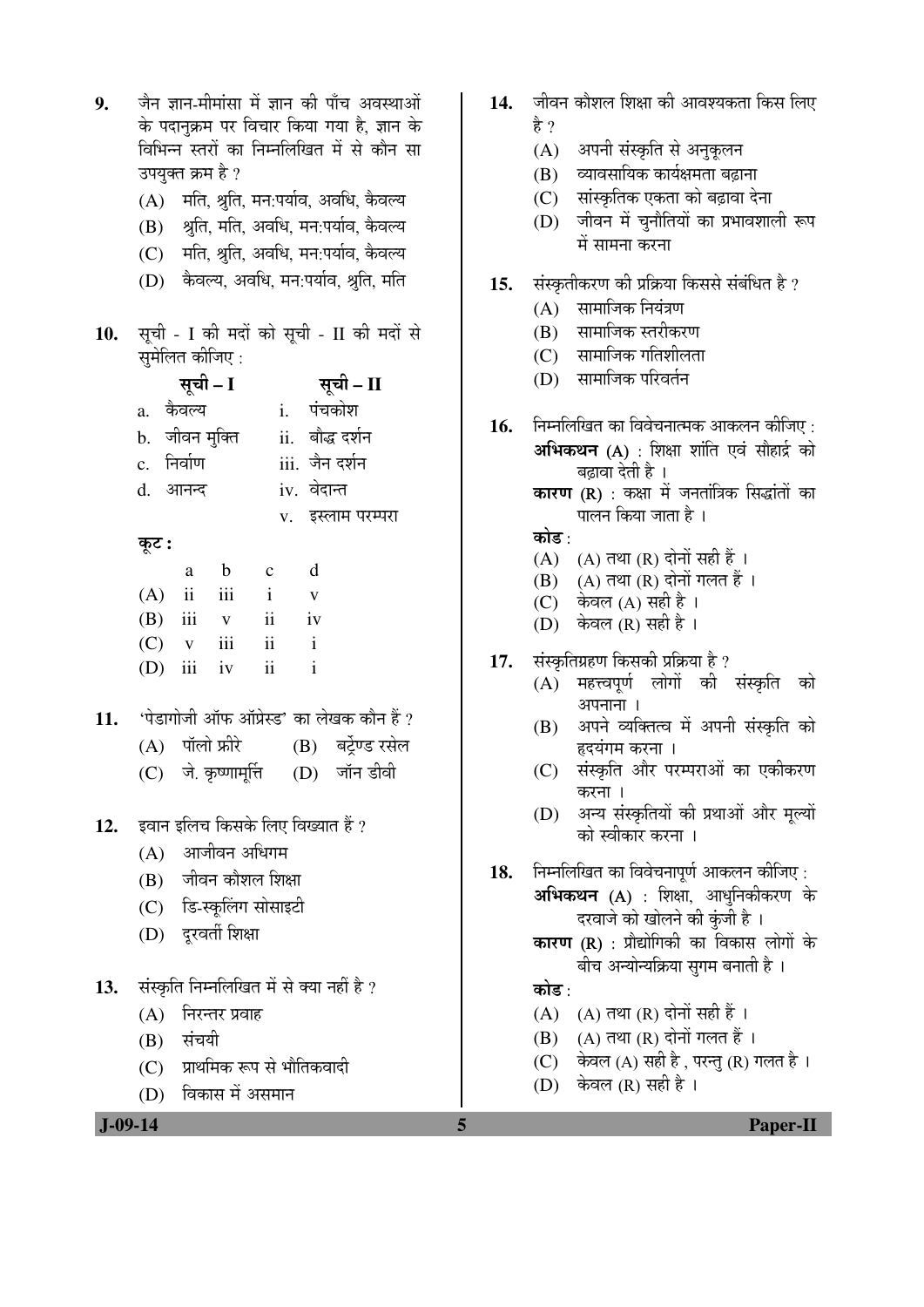9. जैन ज्ञान-मीमांसा में ज्ञान की पाँच अवस्थाओं के पदानुक्रम पर विचार किया गया है, ज्ञान के विभिन्न स्तरों का निम्नलिखित में से कौन सा उपयुक्त क्रम है ?
   (A) मति, श्रुति, मन:पर्याव, अवधि, कैवल्य
   (B) श्रुति, मति, अवधि, मन:पर्याव, कैवल्य
   (C) मति, श्रुति, अवधि, मन:पर्याव, कैवल्य
   (D) कैवल्य, अवधि, मन:पर्याव, श्रुति, मति

10. सूची - I की मदों को सूची - II की मदों से सुमेलित कीजिए :

| **सूची – I** | **सूची – II** |
|---|---|
| a. कैवल्य | i. पंचकोश |
| b. जीवन मुक्ति | ii. बौद्ध दर्शन |
| c. निर्वाण | iii. जैन दर्शन |
| d. आनन्द | iv. वेदान्त |
| | v. इस्लाम परम्परा |

**कूट :**

| | a | b | c | d |
|---|---|---|---|---|
| (A) | ii | iii | i | v |
| (B) | iii | v | ii | iv |
| (C) | v | iii | ii | i |
| (D) | iii | iv | ii | i |

11. 'पेडागोजी ऑफ ऑप्रेस्ड' का लेखक कौन हैं ?
   (A) पॉलो फ्रीरे
   (B) बर्ट्रेण्ड रसेल
   (C) जे. कृष्णामूर्त्ति
   (D) जॉन डीवी

12. इवान इलिच किसके लिए विख्यात हैं ?
   (A) आजीवन अधिगम
   (B) जीवन कौशल शिक्षा
   (C) डि-स्कूलिंग सोसाइटी
   (D) दूरवर्ती शिक्षा

13. संस्कृति निम्नलिखित में से क्या नहीं है ?
   (A) निरन्तर प्रवाह
   (B) संचयी
   (C) प्राथमिक रूप से भौतिकवादी
   (D) विकास में असमान

14. जीवन कौशल शिक्षा की आवश्यकता किस लिए है ?
   (A) अपनी संस्कृति से अनुकूलन
   (B) व्यावसायिक कार्यक्षमता बढ़ाना
   (C) सांस्कृतिक एकता को बढ़ावा देना
   (D) जीवन में चुनौतियों का प्रभावशाली रूप में सामना करना

15. संस्कृतीकरण की प्रक्रिया किससे संबंधित है ?
   (A) सामाजिक नियंत्रण
   (B) सामाजिक स्तरीकरण
   (C) सामाजिक गतिशीलता
   (D) सामाजिक परिवर्तन

16. निम्नलिखित का विवेचनात्मक आकलन कीजिए :
   **अभिकथन** (A) : शिक्षा शांति एवं सौहार्द्र को बढ़ावा देती है ।
   **कारण** (R) : कक्षा में जनतांत्रिक सिद्धांतों का पालन किया जाता है ।
   **कोड** :
   (A) (A) तथा (R) दोनों सही हैं ।
   (B) (A) तथा (R) दोनों गलत हैं ।
   (C) केवल (A) सही है ।
   (D) केवल (R) सही है ।

17. संस्कृतिग्रहण किसकी प्रक्रिया है ?
   (A) महत्त्वपूर्ण लोगों की संस्कृति को अपनाना ।
   (B) अपने व्यक्तित्व में अपनी संस्कृति को हृदयंगम करना ।
   (C) संस्कृति और परम्पराओं का एकीकरण करना ।
   (D) अन्य संस्कृतियों की प्रथाओं और मूल्यों को स्वीकार करना ।

18. निम्नलिखित का विवेचनापूर्ण आकलन कीजिए :
   **अभिकथन** (A) : शिक्षा, आधुनिकीकरण के दरवाजे को खोलने की कुंजी है ।
   **कारण** (R) : प्रौद्योगिकी का विकास लोगों के बीच अन्योन्यक्रिया सुगम बनाती है ।
   **कोड** :
   (A) (A) तथा (R) दोनों सही हैं ।
   (B) (A) तथा (R) दोनों गलत हैं ।
   (C) केवल (A) सही है , परन्तु (R) गलत है ।
   (D) केवल (R) सही है ।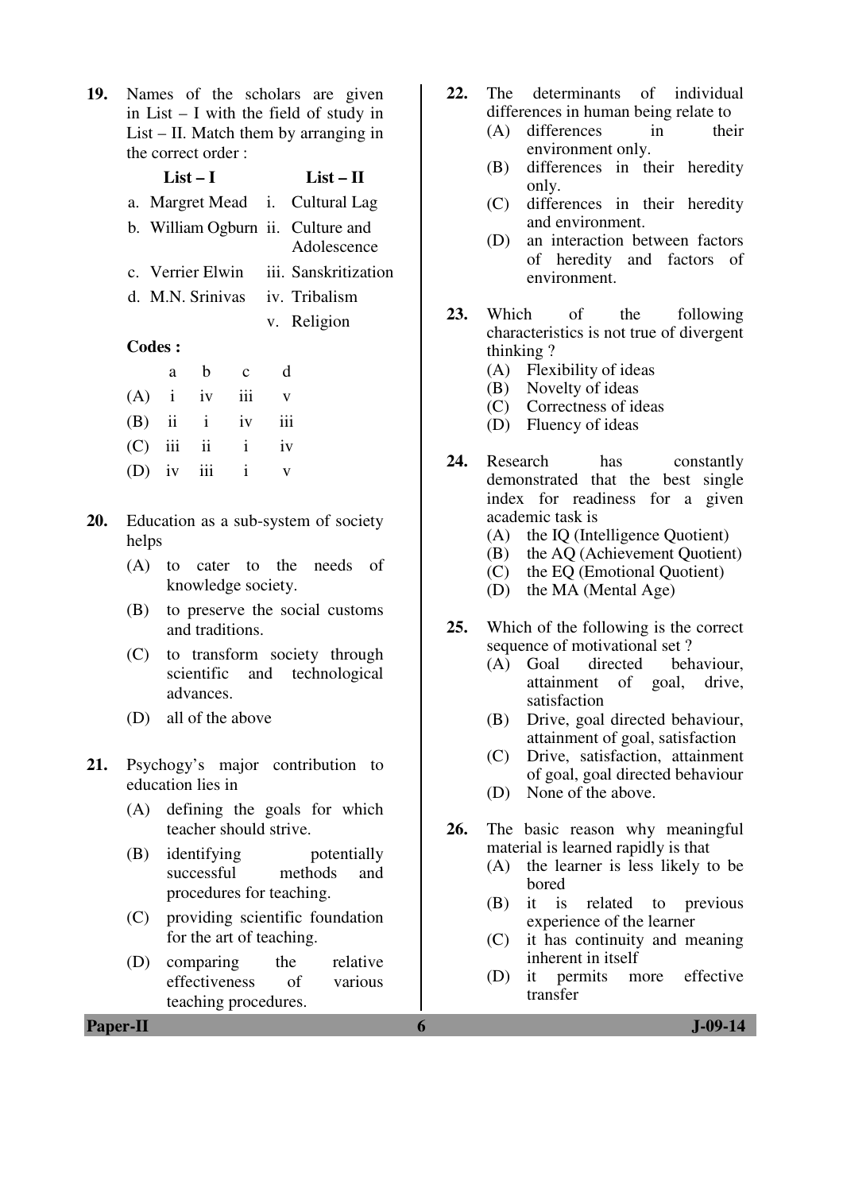19. Names of the scholars are given in List – I with the field of study in List – II. Match them by arranging in the correct order :

| List – I | List – II |
|---|---|
| a. Margret Mead | i. Cultural Lag |
| b. William Ogburn | ii. Culture and Adolescence |
| c. Verrier Elwin | iii. Sanskritization |
| d. M.N. Srinivas | iv. Tribalism |
| | v. Religion |

**Codes :**

| | a | b | c | d |
|---|---|---|---|---|
| (A) | i | iv | iii | v |
| (B) | ii | i | iv | iii |
| (C) | iii | ii | i | iv |
| (D) | iv | iii | i | v |

20. Education as a sub-system of society helps
    - (A) to cater to the needs of knowledge society.
    - (B) to preserve the social customs and traditions.
    - (C) to transform society through scientific and technological advances.
    - (D) all of the above

21. Psychogy's major contribution to education lies in
    - (A) defining the goals for which teacher should strive.
    - (B) identifying potentially successful methods and procedures for teaching.
    - (C) providing scientific foundation for the art of teaching.
    - (D) comparing the relative effectiveness of various teaching procedures.

22. The determinants of individual differences in human being relate to
    - (A) differences in their environment only.
    - (B) differences in their heredity only.
    - (C) differences in their heredity and environment.
    - (D) an interaction between factors of heredity and factors of environment.

23. Which of the following characteristics is not true of divergent thinking ?
    - (A) Flexibility of ideas
    - (B) Novelty of ideas
    - (C) Correctness of ideas
    - (D) Fluency of ideas

24. Research has constantly demonstrated that the best single index for readiness for a given academic task is
    - (A) the IQ (Intelligence Quotient)
    - (B) the AQ (Achievement Quotient)
    - (C) the EQ (Emotional Quotient)
    - (D) the MA (Mental Age)

25. Which of the following is the correct sequence of motivational set ?
    - (A) Goal directed behaviour, attainment of goal, drive, satisfaction
    - (B) Drive, goal directed behaviour, attainment of goal, satisfaction
    - (C) Drive, satisfaction, attainment of goal, goal directed behaviour
    - (D) None of the above.

26. The basic reason why meaningful material is learned rapidly is that
    - (A) the learner is less likely to be bored
    - (B) it is related to previous experience of the learner
    - (C) it has continuity and meaning inherent in itself
    - (D) it permits more effective transfer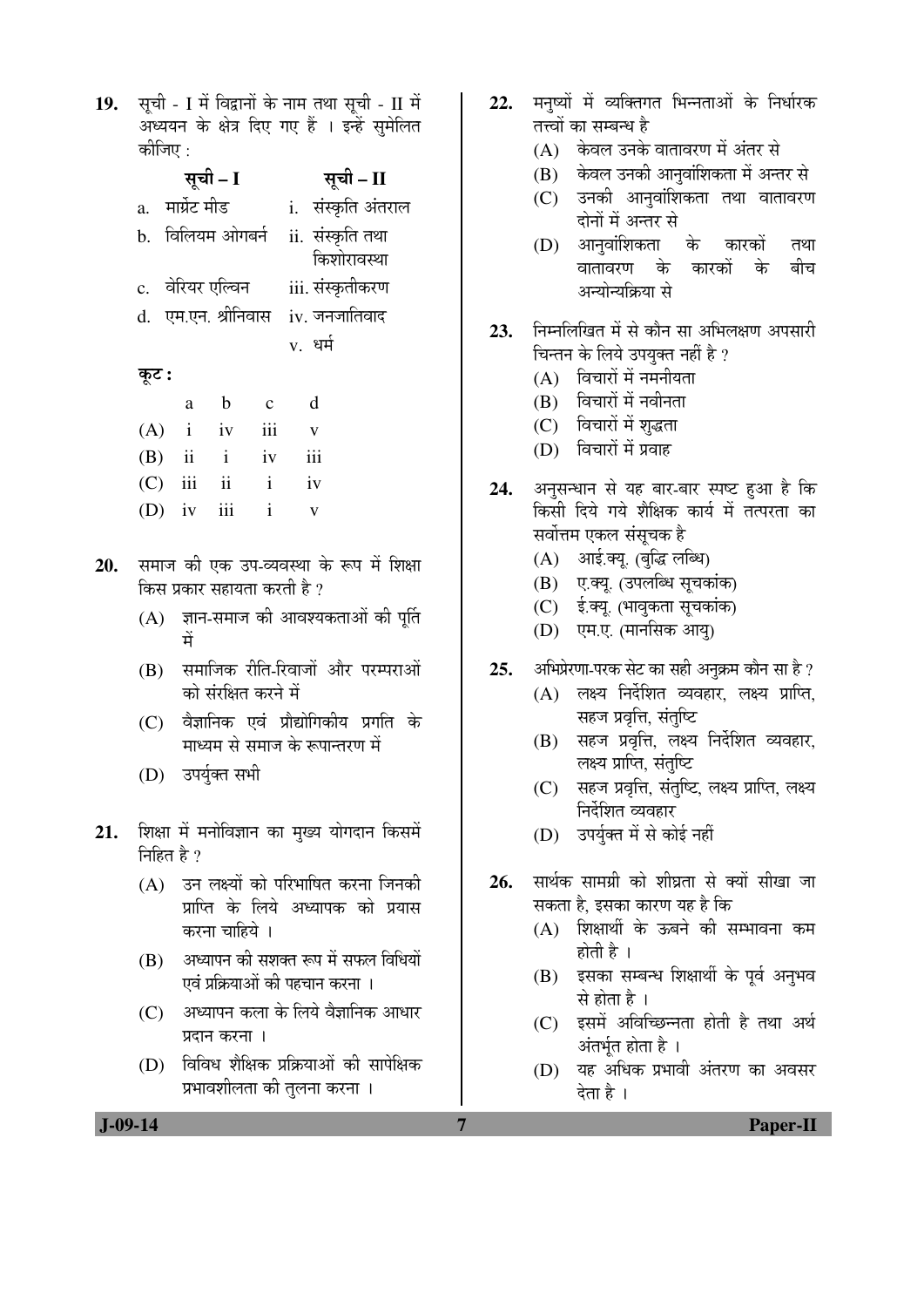**19.** सूची - I में विद्वानों के नाम तथा सूची - II में अध्ययन के क्षेत्र दिए गए हैं । इन्हें सुमेलित कीजिए :

| सूची – I | सूची – II |
|---|---|
| a. मार्ग्रेट मीड | i. संस्कृति अंतराल |
| b. विलियम ओगबर्न | ii. संस्कृति तथा किशोरावस्था |
| c. वेरियर एल्विन | iii. संस्कृतीकरण |
| d. एम.एन. श्रीनिवास | iv. जनजातिवाद |
| | v. धर्म |

**कूट :**

| | a | b | c | d |
|---|---|---|---|---|
| (A) | i | iv | iii | v |
| (B) | ii | i | iv | iii |
| (C) | iii | ii | i | iv |
| (D) | iv | iii | i | v |

**20.** समाज की एक उप-व्यवस्था के रूप में शिक्षा किस प्रकार सहायता करती है ?

(A) ज्ञान-समाज की आवश्यकताओं की पूर्ति में

(B) समाजिक रीति-रिवाजों और परम्पराओं को संरक्षित करने में

(C) वैज्ञानिक एवं प्रौद्योगिकीय प्रगति के माध्यम से समाज के रूपान्तरण में

(D) उपर्युक्त सभी

**21.** शिक्षा में मनोविज्ञान का मुख्य योगदान किसमें निहित है ?

(A) उन लक्ष्यों को परिभाषित करना जिनकी प्राप्ति के लिये अध्यापक को प्रयास करना चाहिये ।

(B) अध्यापन की सशक्त रूप में सफल विधियों एवं प्रक्रियाओं की पहचान करना ।

(C) अध्यापन कला के लिये वैज्ञानिक आधार प्रदान करना ।

(D) विविध शैक्षिक प्रक्रियाओं की सापेक्षिक प्रभावशीलता की तुलना करना ।

**22.** मनुष्यों में व्यक्तिगत भिन्नताओं के निर्धारक तत्त्वों का सम्बन्ध है

(A) केवल उनके वातावरण में अंतर से

(B) केवल उनकी आनुवांशिकता में अन्तर से

(C) उनकी आनुवांशिकता तथा वातावरण दोनों में अन्तर से

(D) आनुवांशिकता के कारकों तथा वातावरण के कारकों के बीच अन्योन्यक्रिया से

**23.** निम्नलिखित में से कौन सा अभिलक्षण अपसारी चिन्तन के लिये उपयुक्त नहीं है ?

(A) विचारों में नमनीयता

(B) विचारों में नवीनता

(C) विचारों में शुद्धता

(D) विचारों में प्रवाह

**24.** अनुसन्धान से यह बार-बार स्पष्ट हुआ है कि किसी दिये गये शैक्षिक कार्य में तत्परता का सर्वोत्तम एकल संसूचक है

(A) आई.क्यू. (बुद्धि लब्धि)

(B) ए.क्यू. (उपलब्धि सूचकांक)

(C) ई.क्यू. (भावुकता सूचकांक)

(D) एम.ए. (मानसिक आयु)

**25.** अभिप्रेरणा-परक सेट का सही अनुक्रम कौन सा है ?

(A) लक्ष्य निर्देशित व्यवहार, लक्ष्य प्राप्ति, सहज प्रवृत्ति, संतुष्टि

(B) सहज प्रवृत्ति, लक्ष्य निर्देशित व्यवहार, लक्ष्य प्राप्ति, संतुष्टि

(C) सहज प्रवृत्ति, संतुष्टि, लक्ष्य प्राप्ति, लक्ष्य निर्देशित व्यवहार

(D) उपर्युक्त में से कोई नहीं

**26.** सार्थक सामग्री को शीघ्रता से क्यों सीखा जा सकता है, इसका कारण यह है कि

(A) शिक्षार्थी के ऊबने की सम्भावना कम होती है ।

(B) इसका सम्बन्ध शिक्षार्थी के पूर्व अनुभव से होता है ।

(C) इसमें अविच्छिन्नता होती है तथा अर्थ अंतर्भूत होता है ।

(D) यह अधिक प्रभावी अंतरण का अवसर देता है ।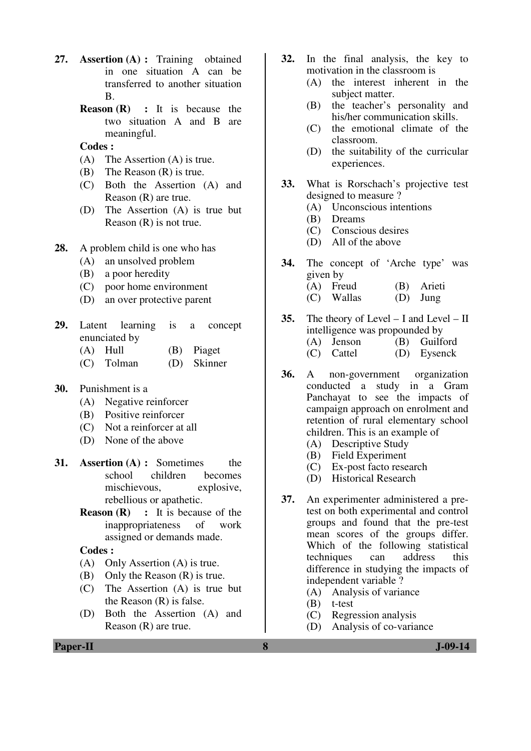27. **Assertion (A) :** Training obtained in one situation A can be transferred to another situation B.

    **Reason (R) :** It is because the two situation A and B are meaningful.

    **Codes :**
    (A) The Assertion (A) is true.
    (B) The Reason (R) is true.
    (C) Both the Assertion (A) and Reason (R) are true.
    (D) The Assertion (A) is true but Reason (R) is not true.

28. A problem child is one who has
    (A) an unsolved problem
    (B) a poor heredity
    (C) poor home environment
    (D) an over protective parent

29. Latent learning is a concept enunciated by
    (A) Hull (B) Piaget
    (C) Tolman (D) Skinner

30. Punishment is a
    (A) Negative reinforcer
    (B) Positive reinforcer
    (C) Not a reinforcer at all
    (D) None of the above

31. **Assertion (A) :** Sometimes the school children becomes mischievous, explosive, rebellious or apathetic.

    **Reason (R) :** It is because of the inappropriateness of work assigned or demands made.

    **Codes :**
    (A) Only Assertion (A) is true.
    (B) Only the Reason (R) is true.
    (C) The Assertion (A) is true but the Reason (R) is false.
    (D) Both the Assertion (A) and Reason (R) are true.

32. In the final analysis, the key to motivation in the classroom is
    (A) the interest inherent in the subject matter.
    (B) the teacher's personality and his/her communication skills.
    (C) the emotional climate of the classroom.
    (D) the suitability of the curricular experiences.

33. What is Rorschach's projective test designed to measure ?
    (A) Unconscious intentions
    (B) Dreams
    (C) Conscious desires
    (D) All of the above

34. The concept of 'Arche type' was given by
    (A) Freud (B) Arieti
    (C) Wallas (D) Jung

35. The theory of Level – I and Level – II intelligence was propounded by
    (A) Jenson (B) Guilford
    (C) Cattel (D) Eysenck

36. A non-government organization conducted a study in a Gram Panchayat to see the impacts of campaign approach on enrolment and retention of rural elementary school children. This is an example of
    (A) Descriptive Study
    (B) Field Experiment
    (C) Ex-post facto research
    (D) Historical Research

37. An experimenter administered a pre-test on both experimental and control groups and found that the pre-test mean scores of the groups differ. Which of the following statistical techniques can address this difference in studying the impacts of independent variable ?
    (A) Analysis of variance
    (B) t-test
    (C) Regression analysis
    (D) Analysis of co-variance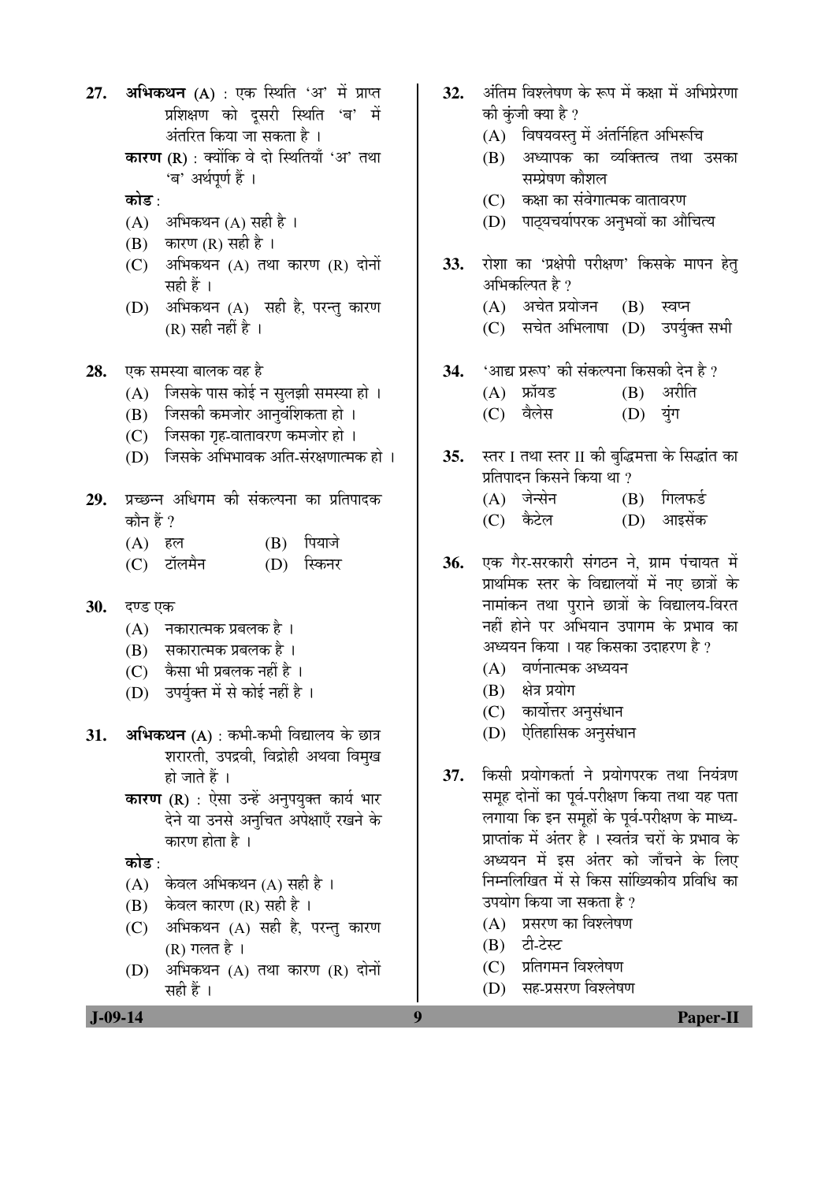27. **अभिकथन (A)** : एक स्थिति 'अ' में प्राप्त प्रशिक्षण को दूसरी स्थिति 'ब' में अंतरित किया जा सकता है ।

    **कारण (R)** : क्योंकि वे दो स्थितियाँ 'अ' तथा 'ब' अर्थपूर्ण हैं ।

    **कोड** :

    (A) अभिकथन (A) सही है ।
    (B) कारण (R) सही है ।
    (C) अभिकथन (A) तथा कारण (R) दोनों सही हैं ।
    (D) अभिकथन (A) सही है, परन्तु कारण (R) सही नहीं है ।

28. एक समस्या बालक वह है

    (A) जिसके पास कोई न सुलझी समस्या हो ।
    (B) जिसकी कमजोर आनुवंशिकता हो ।
    (C) जिसका गृह-वातावरण कमजोर हो ।
    (D) जिसके अभिभावक अति-संरक्षणात्मक हो ।

29. प्रच्छन्न अधिगम की संकल्पना का प्रतिपादक कौन हैं ?

    (A) हल
    (B) पियाजे
    (C) टॉलमैन
    (D) स्किनर

30. दण्ड एक

    (A) नकारात्मक प्रबलक है ।
    (B) सकारात्मक प्रबलक है ।
    (C) कैसा भी प्रबलक नहीं है ।
    (D) उपर्युक्त में से कोई नहीं है ।

31. **अभिकथन (A)** : कभी-कभी विद्यालय के छात्र शरारती, उपद्रवी, विद्रोही अथवा विमुख हो जाते हैं ।

    **कारण (R)** : ऐसा उन्हें अनुपयुक्त कार्य भार देने या उनसे अनुचित अपेक्षाएँ रखने के कारण होता है ।

    **कोड** :

    (A) केवल अभिकथन (A) सही है ।
    (B) केवल कारण (R) सही है ।
    (C) अभिकथन (A) सही है, परन्तु कारण (R) गलत है ।
    (D) अभिकथन (A) तथा कारण (R) दोनों सही हैं ।

32. अंतिम विश्लेषण के रूप में कक्षा में अभिप्रेरणा की कुंजी क्या है ?

    (A) विषयवस्तु में अंतर्निहित अभिरूचि
    (B) अध्यापक का व्यक्तित्व तथा उसका सम्प्रेषण कौशल
    (C) कक्षा का संवेगात्मक वातावरण
    (D) पाठ्यचर्यापरक अनुभवों का औचित्य

33. रोशा का 'प्रक्षेपी परीक्षण' किसके मापन हेतु अभिकल्पित है ?

    (A) अचेत प्रयोजन
    (B) स्वप्न
    (C) सचेत अभिलाषा
    (D) उपर्युक्त सभी

34. 'आद्य प्ररूप' की संकल्पना किसकी देन है ?

    (A) फ्रॉयड
    (B) अरीति
    (C) वैलेस
    (D) युंग

35. स्तर I तथा स्तर II की बुद्धिमत्ता के सिद्धांत का प्रतिपादन किसने किया था ?

    (A) जेन्सेन
    (B) गिलफर्ड
    (C) कैटेल
    (D) आइसेंक

36. एक गैर-सरकारी संगठन ने, ग्राम पंचायत में प्राथमिक स्तर के विद्यालयों में नए छात्रों के नामांकन तथा पुराने छात्रों के विद्यालय-विरत नहीं होने पर अभियान उपागम के प्रभाव का अध्ययन किया । यह किसका उदाहरण है ?

    (A) वर्णनात्मक अध्ययन
    (B) क्षेत्र प्रयोग
    (C) कार्योत्तर अनुसंधान
    (D) ऐतिहासिक अनुसंधान

37. किसी प्रयोगकर्ता ने प्रयोगपरक तथा नियंत्रण समूह दोनों का पूर्व-परीक्षण किया तथा यह पता लगाया कि इन समूहों के पूर्व-परीक्षण के माध्य-प्राप्तांक में अंतर है । स्वतंत्र चरों के प्रभाव के अध्ययन में इस अंतर को जाँचने के लिए निम्नलिखित में से किस सांख्यिकीय प्रविधि का उपयोग किया जा सकता है ?

    (A) प्रसरण का विश्लेषण
    (B) टी-टेस्ट
    (C) प्रतिगमन विश्लेषण
    (D) सह-प्रसरण विश्लेषण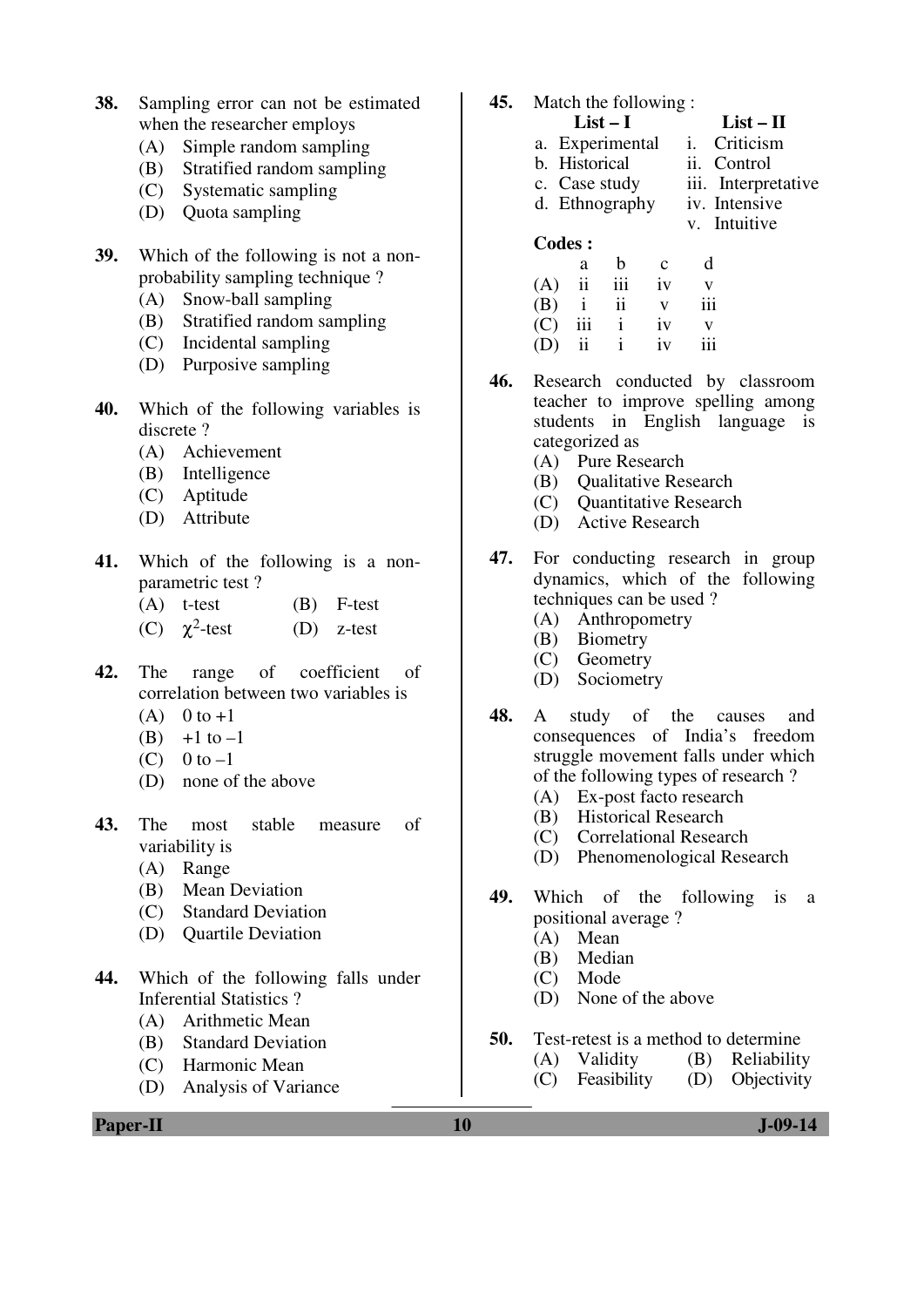38. Sampling error can not be estimated when the researcher employs
    (A) Simple random sampling
    (B) Stratified random sampling
    (C) Systematic sampling
    (D) Quota sampling

39. Which of the following is not a non-probability sampling technique ?
    (A) Snow-ball sampling
    (B) Stratified random sampling
    (C) Incidental sampling
    (D) Purposive sampling

40. Which of the following variables is discrete ?
    (A) Achievement
    (B) Intelligence
    (C) Aptitude
    (D) Attribute

41. Which of the following is a non-parametric test ?
    (A) t-test
    (B) F-test
    (C) $\chi^2$-test
    (D) z-test

42. The range of coefficient of correlation between two variables is
    (A) 0 to +1
    (B) +1 to –1
    (C) 0 to –1
    (D) none of the above

43. The most stable measure of variability is
    (A) Range
    (B) Mean Deviation
    (C) Standard Deviation
    (D) Quartile Deviation

44. Which of the following falls under Inferential Statistics ?
    (A) Arithmetic Mean
    (B) Standard Deviation
    (C) Harmonic Mean
    (D) Analysis of Variance

45. Match the following :

| List – I | List – II |
|---|---|
| a. Experimental | i. Criticism |
| b. Historical | ii. Control |
| c. Case study | iii. Interpretative |
| d. Ethnography | iv. Intensive |
| | v. Intuitive |

**Codes :**

| | a | b | c | d |
|---|---|---|---|---|
| (A) | ii | iii | iv | v |
| (B) | i | ii | v | iii |
| (C) | iii | i | iv | v |
| (D) | ii | i | iv | iii |

46. Research conducted by classroom teacher to improve spelling among students in English language is categorized as
    (A) Pure Research
    (B) Qualitative Research
    (C) Quantitative Research
    (D) Active Research

47. For conducting research in group dynamics, which of the following techniques can be used ?
    (A) Anthropometry
    (B) Biometry
    (C) Geometry
    (D) Sociometry

48. A study of the causes and consequences of India's freedom struggle movement falls under which of the following types of research ?
    (A) Ex-post facto research
    (B) Historical Research
    (C) Correlational Research
    (D) Phenomenological Research

49. Which of the following is a positional average ?
    (A) Mean
    (B) Median
    (C) Mode
    (D) None of the above

50. Test-retest is a method to determine
    (A) Validity
    (B) Reliability
    (C) Feasibility
    (D) Objectivity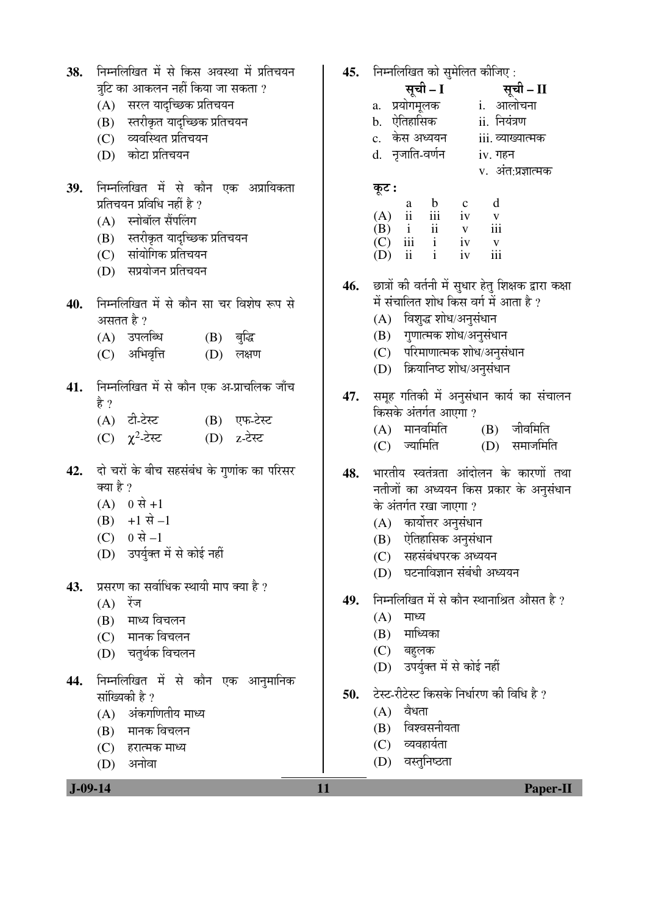38. निम्नलिखित में से किस अवस्था में प्रतिचयन त्रुटि का आकलन नहीं किया जा सकता ?
   (A) सरल यादृच्छिक प्रतिचयन
   (B) स्तरीकृत यादृच्छिक प्रतिचयन
   (C) व्यवस्थित प्रतिचयन
   (D) कोटा प्रतिचयन

39. निम्नलिखित में से कौन एक अप्रायिकता प्रतिचयन प्रविधि नहीं है ?
   (A) स्नोबॉल सैंपलिंग
   (B) स्तरीकृत यादृच्छिक प्रतिचयन
   (C) सांयोगिक प्रतिचयन
   (D) सप्रयोजन प्रतिचयन

40. निम्नलिखित में से कौन सा चर विशेष रूप से असतत है ?
   (A) उपलब्धि (B) बुद्धि
   (C) अभिवृत्ति (D) लक्षण

41. निम्नलिखित में से कौन एक अ-प्राचलिक जाँच है ?
   (A) टी-टेस्ट (B) एफ-टेस्ट
   (C) $\chi^2$-टेस्ट (D) z-टेस्ट

42. दो चरों के बीच सहसंबंध के गुणांक का परिसर क्या है ?
   (A) 0 से +1
   (B) +1 से –1
   (C) 0 से –1
   (D) उपर्युक्त में से कोई नहीं

43. प्रसरण का सर्वाधिक स्थायी माप क्या है ?
   (A) रेंज
   (B) माध्य विचलन
   (C) मानक विचलन
   (D) चतुर्थक विचलन

44. निम्नलिखित में से कौन एक आनुमानिक सांख्यिकी है ?
   (A) अंकगणितीय माध्य
   (B) मानक विचलन
   (C) हरात्मक माध्य
   (D) अनोवा

45. निम्नलिखित को सुमेलित कीजिए :

| सूची – I | सूची – II |
|---|---|
| a. प्रयोगमूलक | i. आलोचना |
| b. ऐतिहासिक | ii. नियंत्रण |
| c. केस अध्ययन | iii. व्याख्यात्मक |
| d. नृजाति-वर्णन | iv. गहन |
| | v. अंत:प्रज्ञात्मक |

   कूट :

| | a | b | c | d |
|---|---|---|---|---|
| (A) | ii | iii | iv | v |
| (B) | i | ii | v | iii |
| (C) | iii | i | iv | v |
| (D) | ii | i | iv | iii |

46. छात्रों की वर्तनी में सुधार हेतु शिक्षक द्वारा कक्षा में संचालित शोध किस वर्ग में आता है ?
   (A) विशुद्ध शोध/अनुसंधान
   (B) गुणात्मक शोध/अनुसंधान
   (C) परिमाणात्मक शोध/अनुसंधान
   (D) क्रियानिष्ठ शोध/अनुसंधान

47. समूह गतिकी में अनुसंधान कार्य का संचालन किसके अंतर्गत आएगा ?
   (A) मानवमिति (B) जीवमिति
   (C) ज्यामिति (D) समाजमिति

48. भारतीय स्वतंत्रता आंदोलन के कारणों तथा नतीजों का अध्ययन किस प्रकार के अनुसंधान के अंतर्गत रखा जाएगा ?
   (A) कार्योत्तर अनुसंधान
   (B) ऐतिहासिक अनुसंधान
   (C) सहसंबंधपरक अध्ययन
   (D) घटनाविज्ञान संबंधी अध्ययन

49. निम्नलिखित में से कौन स्थानाश्रित औसत है ?
   (A) माध्य
   (B) माध्यिका
   (C) बहुलक
   (D) उपर्युक्त में से कोई नहीं

50. टेस्ट-रीटेस्ट किसके निर्धारण की विधि है ?
   (A) वैधता
   (B) विश्वसनीयता
   (C) व्यवहार्यता
   (D) वस्तुनिष्ठता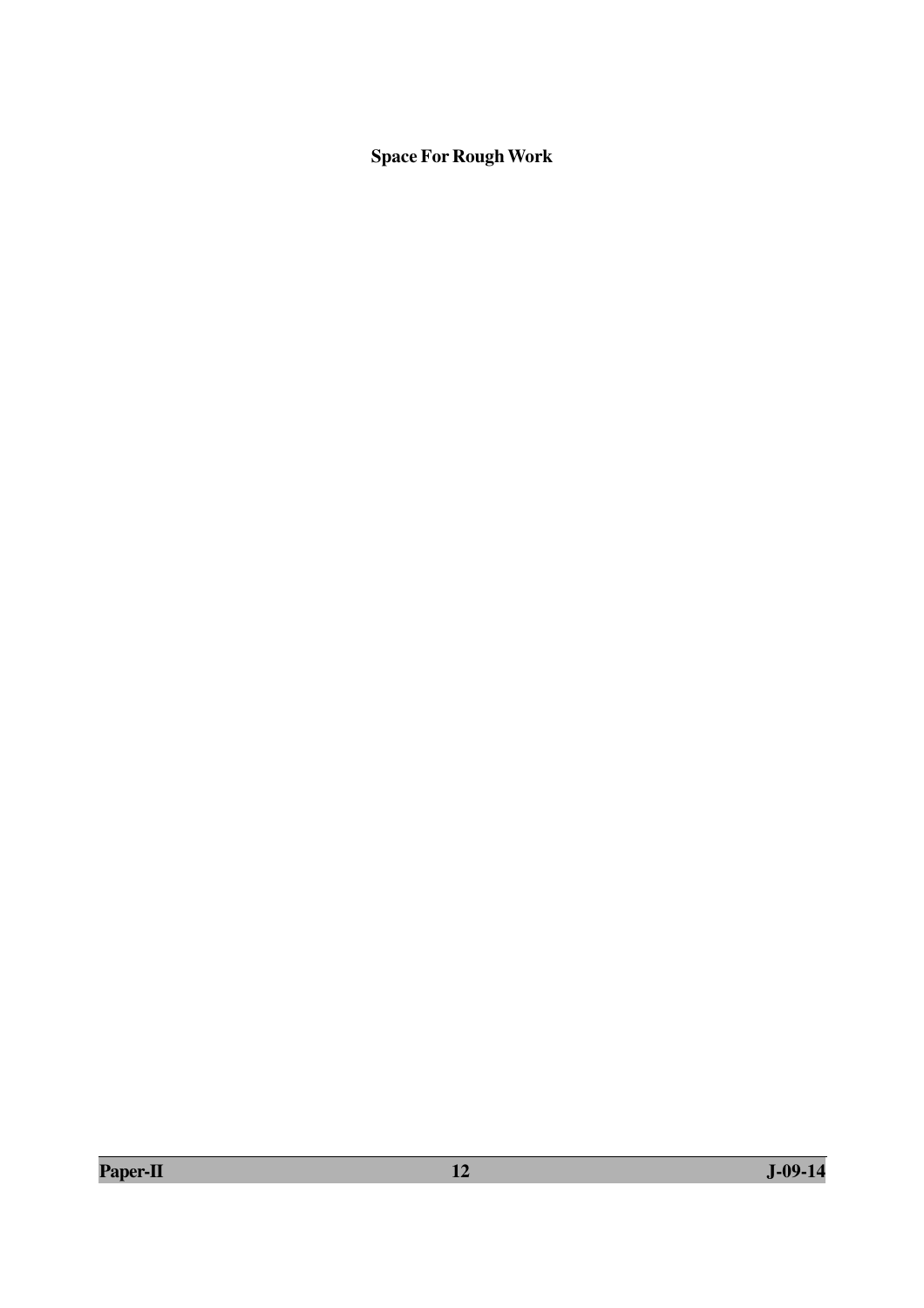**Space For Rough Work**